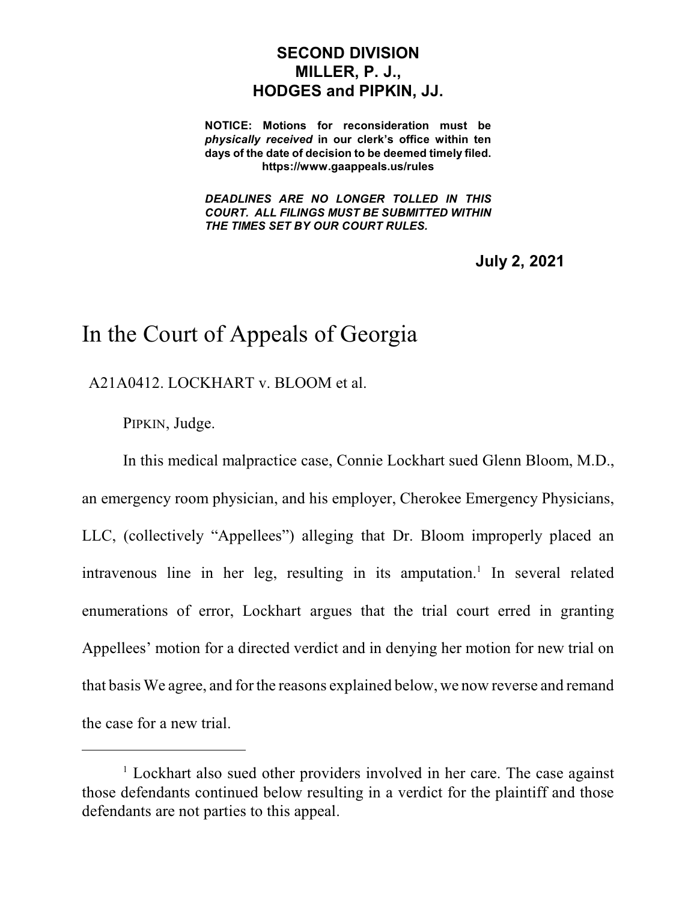**SECOND DIVISION**
**MILLER, P. J.,**
**HODGES and PIPKIN, JJ.**

**NOTICE: Motions for reconsideration must be *physically received* in our clerk's office within ten days of the date of decision to be deemed timely filed.**
**https://www.gaappeals.us/rules**

***DEADLINES ARE NO LONGER TOLLED IN THIS COURT. ALL FILINGS MUST BE SUBMITTED WITHIN THE TIMES SET BY OUR COURT RULES.***

**July 2, 2021**

# In the Court of Appeals of Georgia

A21A0412. LOCKHART v. BLOOM et al.

PIPKIN, Judge.

In this medical malpractice case, Connie Lockhart sued Glenn Bloom, M.D., an emergency room physician, and his employer, Cherokee Emergency Physicians, LLC, (collectively "Appellees") alleging that Dr. Bloom improperly placed an intravenous line in her leg, resulting in its amputation.[1] In several related enumerations of error, Lockhart argues that the trial court erred in granting Appellees' motion for a directed verdict and in denying her motion for new trial on that basis We agree, and for the reasons explained below, we now reverse and remand the case for a new trial.

---

[1] Lockhart also sued other providers involved in her care. The case against those defendants continued below resulting in a verdict for the plaintiff and those defendants are not parties to this appeal.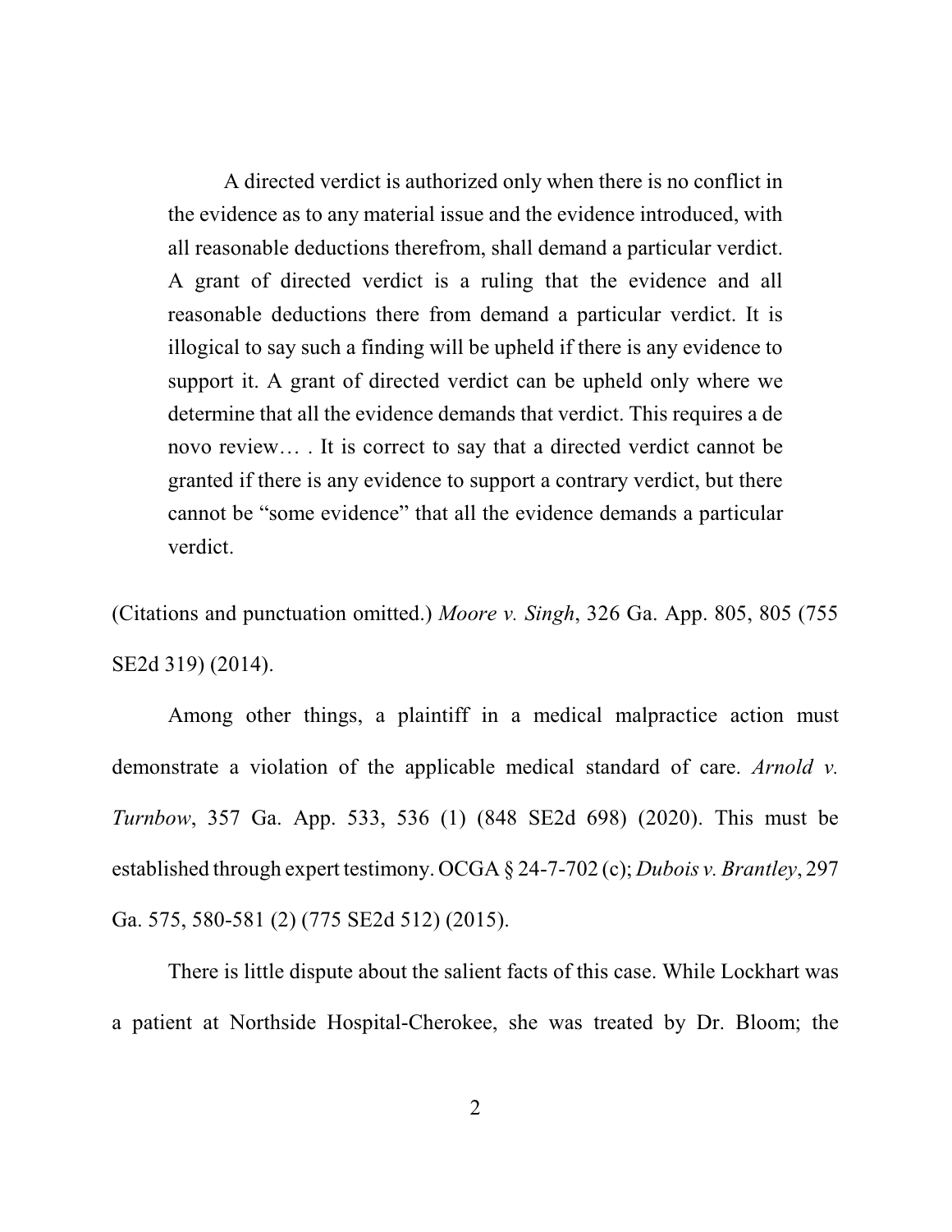> A directed verdict is authorized only when there is no conflict in the evidence as to any material issue and the evidence introduced, with all reasonable deductions therefrom, shall demand a particular verdict. A grant of directed verdict is a ruling that the evidence and all reasonable deductions there from demand a particular verdict. It is illogical to say such a finding will be upheld if there is any evidence to support it. A grant of directed verdict can be upheld only where we determine that all the evidence demands that verdict. This requires a de novo review… . It is correct to say that a directed verdict cannot be granted if there is any evidence to support a contrary verdict, but there cannot be "some evidence" that all the evidence demands a particular verdict.

(Citations and punctuation omitted.) *Moore v. Singh*, 326 Ga. App. 805, 805 (755 SE2d 319) (2014).

Among other things, a plaintiff in a medical malpractice action must demonstrate a violation of the applicable medical standard of care. *Arnold v. Turnbow*, 357 Ga. App. 533, 536 (1) (848 SE2d 698) (2020). This must be established through expert testimony. OCGA § 24-7-702 (c); *Dubois v. Brantley*, 297 Ga. 575, 580-581 (2) (775 SE2d 512) (2015).

There is little dispute about the salient facts of this case. While Lockhart was a patient at Northside Hospital-Cherokee, she was treated by Dr. Bloom; the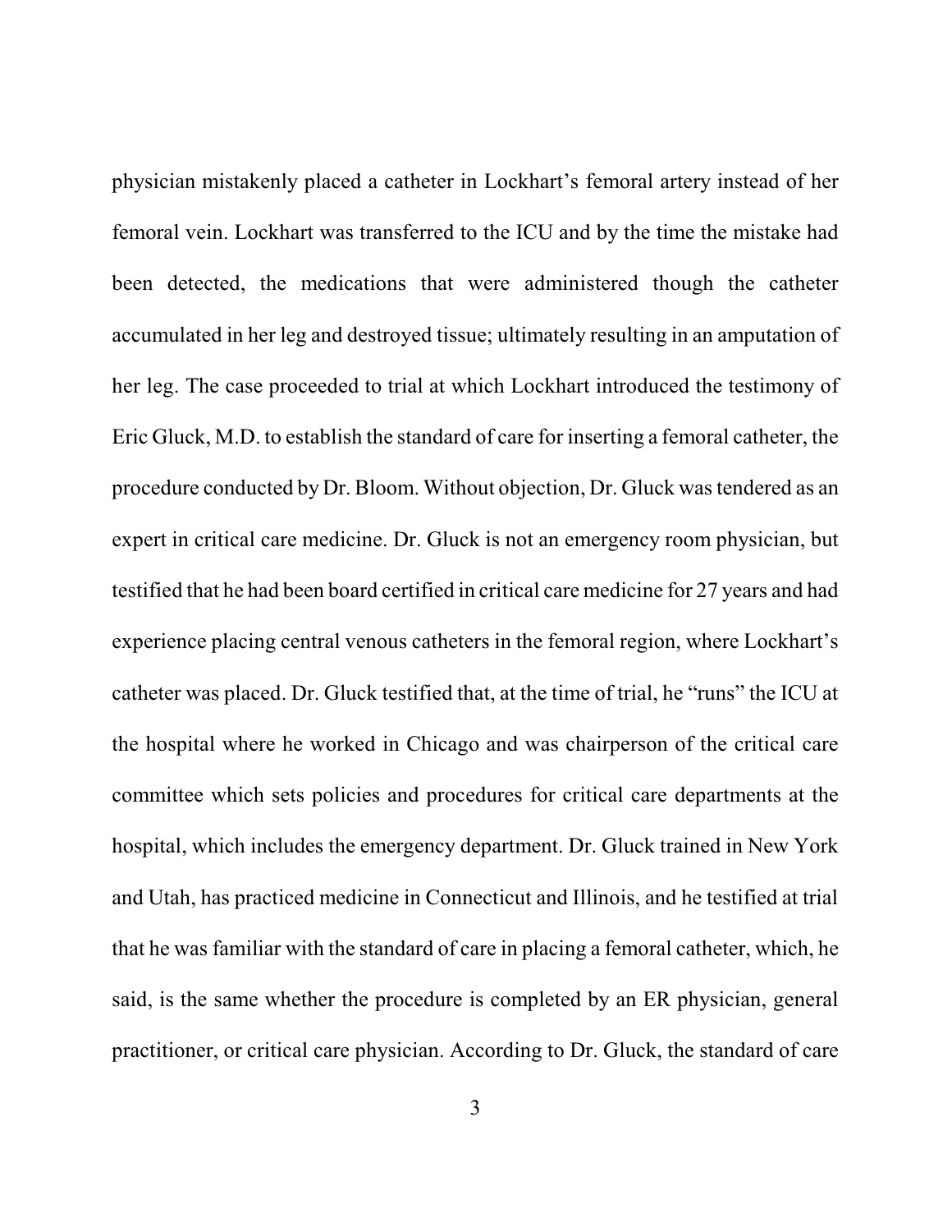physician mistakenly placed a catheter in Lockhart's femoral artery instead of her femoral vein. Lockhart was transferred to the ICU and by the time the mistake had been detected, the medications that were administered though the catheter accumulated in her leg and destroyed tissue; ultimately resulting in an amputation of her leg. The case proceeded to trial at which Lockhart introduced the testimony of Eric Gluck, M.D. to establish the standard of care for inserting a femoral catheter, the procedure conducted by Dr. Bloom. Without objection, Dr. Gluck was tendered as an expert in critical care medicine. Dr. Gluck is not an emergency room physician, but testified that he had been board certified in critical care medicine for 27 years and had experience placing central venous catheters in the femoral region, where Lockhart's catheter was placed. Dr. Gluck testified that, at the time of trial, he "runs" the ICU at the hospital where he worked in Chicago and was chairperson of the critical care committee which sets policies and procedures for critical care departments at the hospital, which includes the emergency department. Dr. Gluck trained in New York and Utah, has practiced medicine in Connecticut and Illinois, and he testified at trial that he was familiar with the standard of care in placing a femoral catheter, which, he said, is the same whether the procedure is completed by an ER physician, general practitioner, or critical care physician. According to Dr. Gluck, the standard of care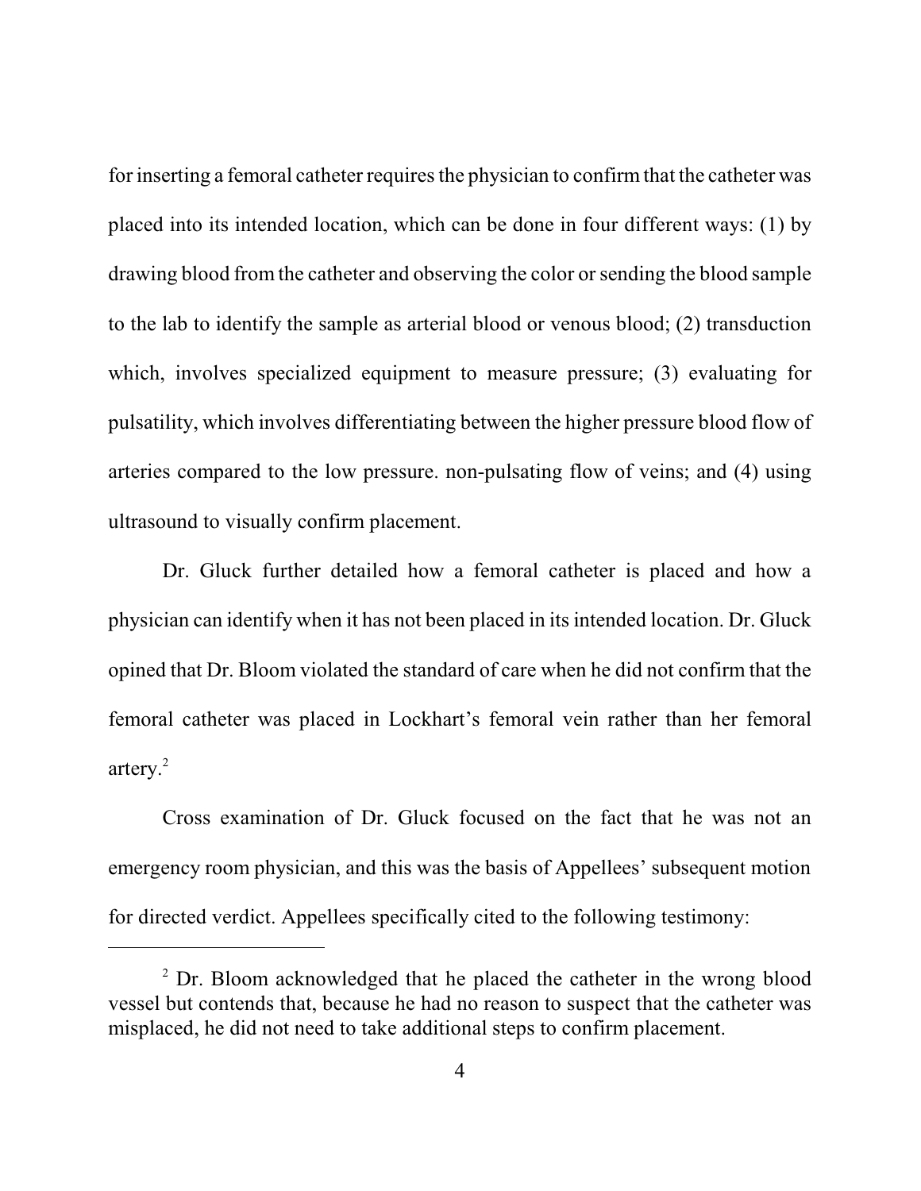for inserting a femoral catheter requires the physician to confirm that the catheter was placed into its intended location, which can be done in four different ways: (1) by drawing blood from the catheter and observing the color or sending the blood sample to the lab to identify the sample as arterial blood or venous blood; (2) transduction which, involves specialized equipment to measure pressure; (3) evaluating for pulsatility, which involves differentiating between the higher pressure blood flow of arteries compared to the low pressure. non-pulsating flow of veins; and (4) using ultrasound to visually confirm placement.

Dr. Gluck further detailed how a femoral catheter is placed and how a physician can identify when it has not been placed in its intended location. Dr. Gluck opined that Dr. Bloom violated the standard of care when he did not confirm that the femoral catheter was placed in Lockhart's femoral vein rather than her femoral artery.[2]

Cross examination of Dr. Gluck focused on the fact that he was not an emergency room physician, and this was the basis of Appellees' subsequent motion for directed verdict. Appellees specifically cited to the following testimony:

---

[2] Dr. Bloom acknowledged that he placed the catheter in the wrong blood vessel but contends that, because he had no reason to suspect that the catheter was misplaced, he did not need to take additional steps to confirm placement.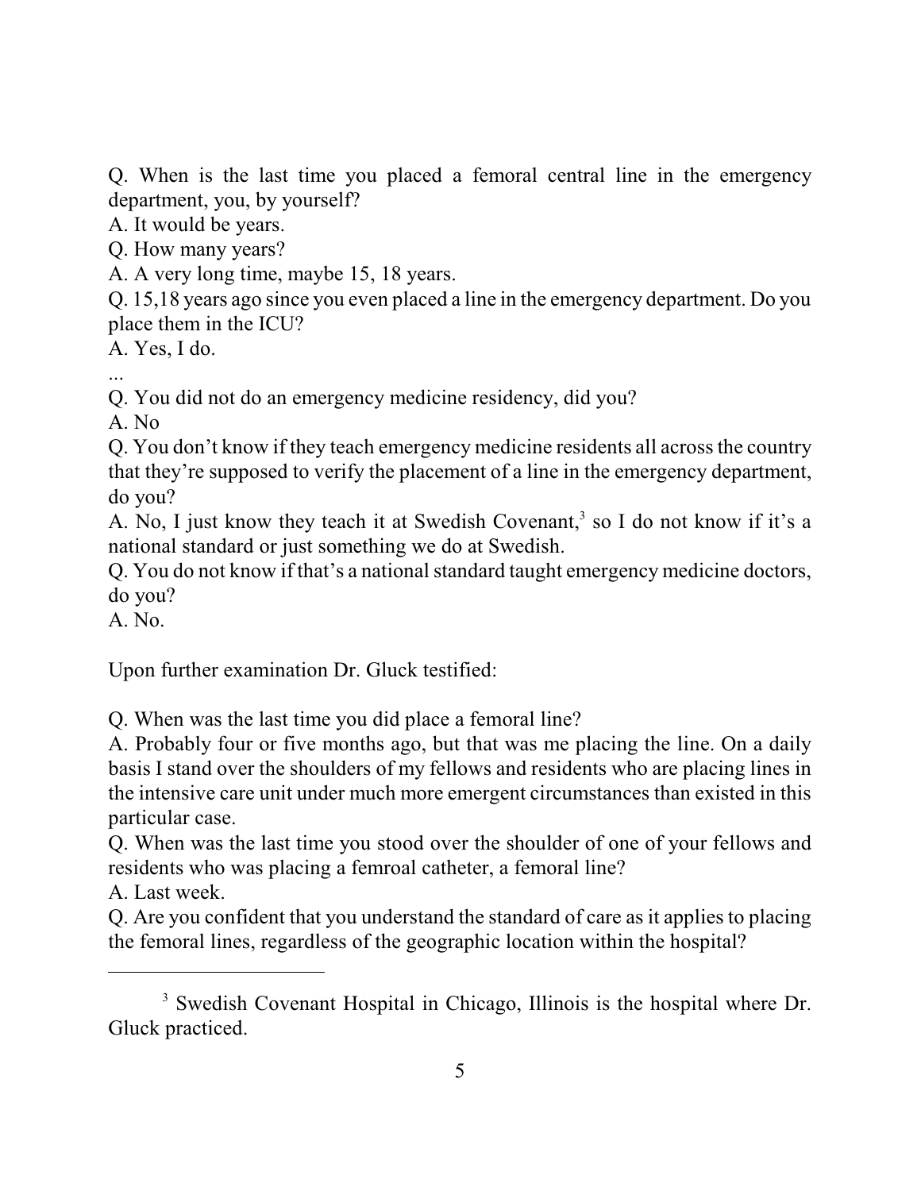Q. When is the last time you placed a femoral central line in the emergency department, you, by yourself?

A. It would be years.

Q. How many years?

A. A very long time, maybe 15, 18 years.

Q. 15,18 years ago since you even placed a line in the emergency department. Do you place them in the ICU?

A. Yes, I do.

...

Q. You did not do an emergency medicine residency, did you?

A. No

Q. You don't know if they teach emergency medicine residents all across the country that they're supposed to verify the placement of a line in the emergency department, do you?

A. No, I just know they teach it at Swedish Covenant,[3] so I do not know if it's a national standard or just something we do at Swedish.

Q. You do not know if that's a national standard taught emergency medicine doctors, do you?

A. No.

Upon further examination Dr. Gluck testified:

Q. When was the last time you did place a femoral line?

A. Probably four or five months ago, but that was me placing the line. On a daily basis I stand over the shoulders of my fellows and residents who are placing lines in the intensive care unit under much more emergent circumstances than existed in this particular case.

Q. When was the last time you stood over the shoulder of one of your fellows and residents who was placing a femroal catheter, a femoral line?

A. Last week.

Q. Are you confident that you understand the standard of care as it applies to placing the femoral lines, regardless of the geographic location within the hospital?

---

[3] Swedish Covenant Hospital in Chicago, Illinois is the hospital where Dr. Gluck practiced.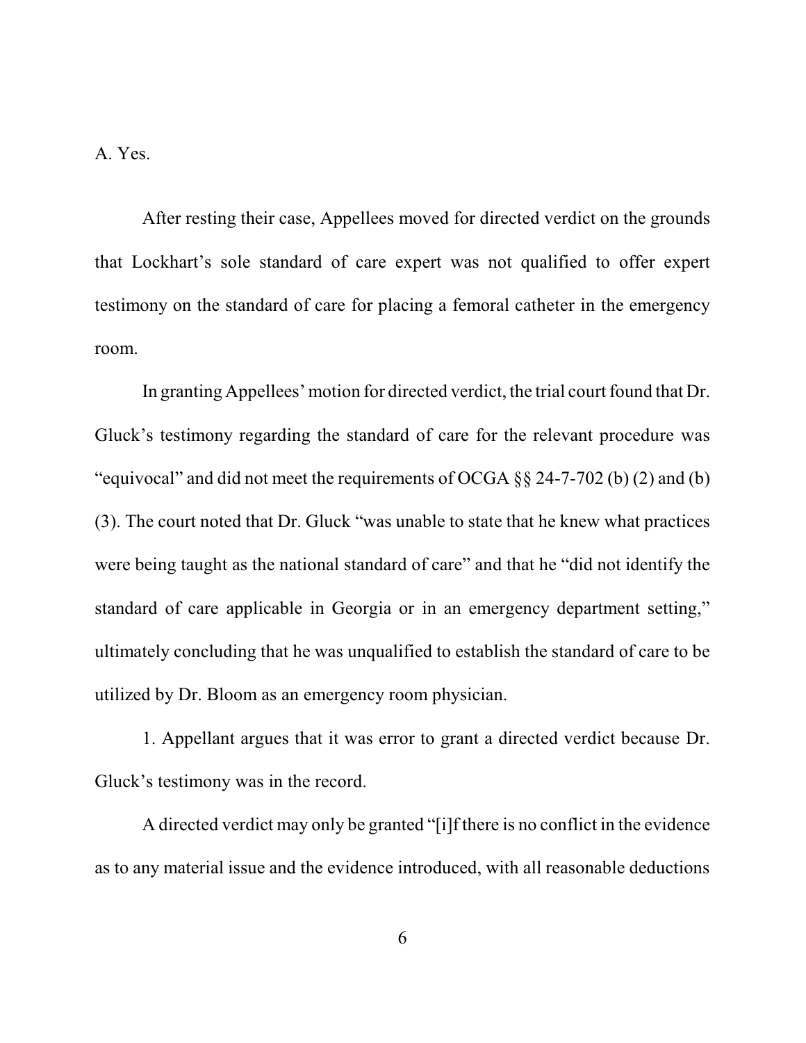A. Yes.

After resting their case, Appellees moved for directed verdict on the grounds that Lockhart's sole standard of care expert was not qualified to offer expert testimony on the standard of care for placing a femoral catheter in the emergency room.

In granting Appellees' motion for directed verdict, the trial court found that Dr. Gluck's testimony regarding the standard of care for the relevant procedure was "equivocal" and did not meet the requirements of OCGA §§ 24-7-702 (b) (2) and (b) (3). The court noted that Dr. Gluck "was unable to state that he knew what practices were being taught as the national standard of care" and that he "did not identify the standard of care applicable in Georgia or in an emergency department setting," ultimately concluding that he was unqualified to establish the standard of care to be utilized by Dr. Bloom as an emergency room physician.

1. Appellant argues that it was error to grant a directed verdict because Dr. Gluck's testimony was in the record.

A directed verdict may only be granted "[i]f there is no conflict in the evidence as to any material issue and the evidence introduced, with all reasonable deductions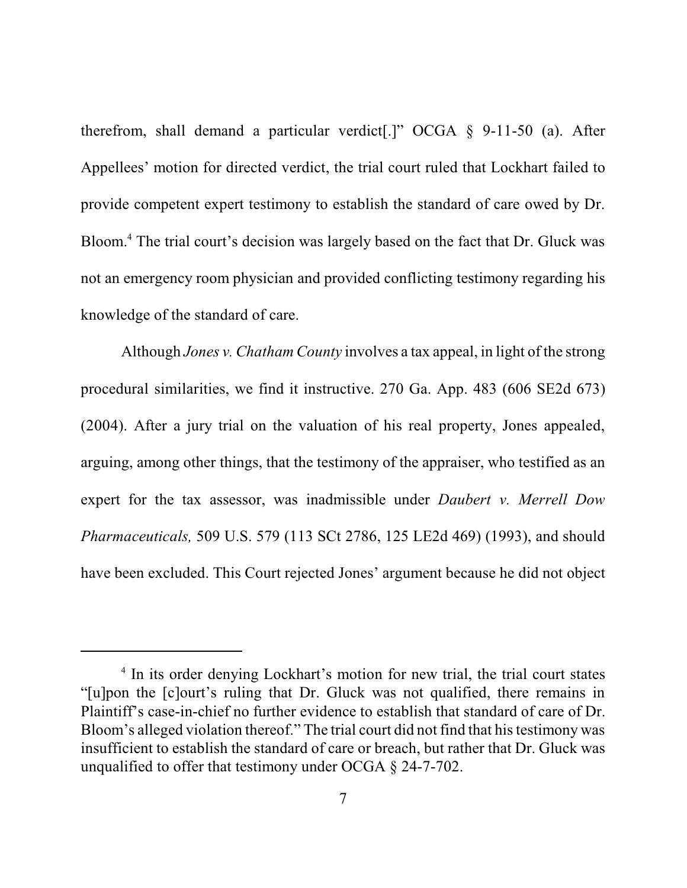therefrom, shall demand a particular verdict[.]" OCGA § 9-11-50 (a). After Appellees' motion for directed verdict, the trial court ruled that Lockhart failed to provide competent expert testimony to establish the standard of care owed by Dr. Bloom.[4] The trial court's decision was largely based on the fact that Dr. Gluck was not an emergency room physician and provided conflicting testimony regarding his knowledge of the standard of care.

Although *Jones v. Chatham County* involves a tax appeal, in light of the strong procedural similarities, we find it instructive. 270 Ga. App. 483 (606 SE2d 673) (2004). After a jury trial on the valuation of his real property, Jones appealed, arguing, among other things, that the testimony of the appraiser, who testified as an expert for the tax assessor, was inadmissible under *Daubert v. Merrell Dow Pharmaceuticals,* 509 U.S. 579 (113 SCt 2786, 125 LE2d 469) (1993), and should have been excluded. This Court rejected Jones' argument because he did not object

---

[4] In its order denying Lockhart's motion for new trial, the trial court states "[u]pon the [c]ourt's ruling that Dr. Gluck was not qualified, there remains in Plaintiff's case-in-chief no further evidence to establish that standard of care of Dr. Bloom's alleged violation thereof." The trial court did not find that his testimony was insufficient to establish the standard of care or breach, but rather that Dr. Gluck was unqualified to offer that testimony under OCGA § 24-7-702.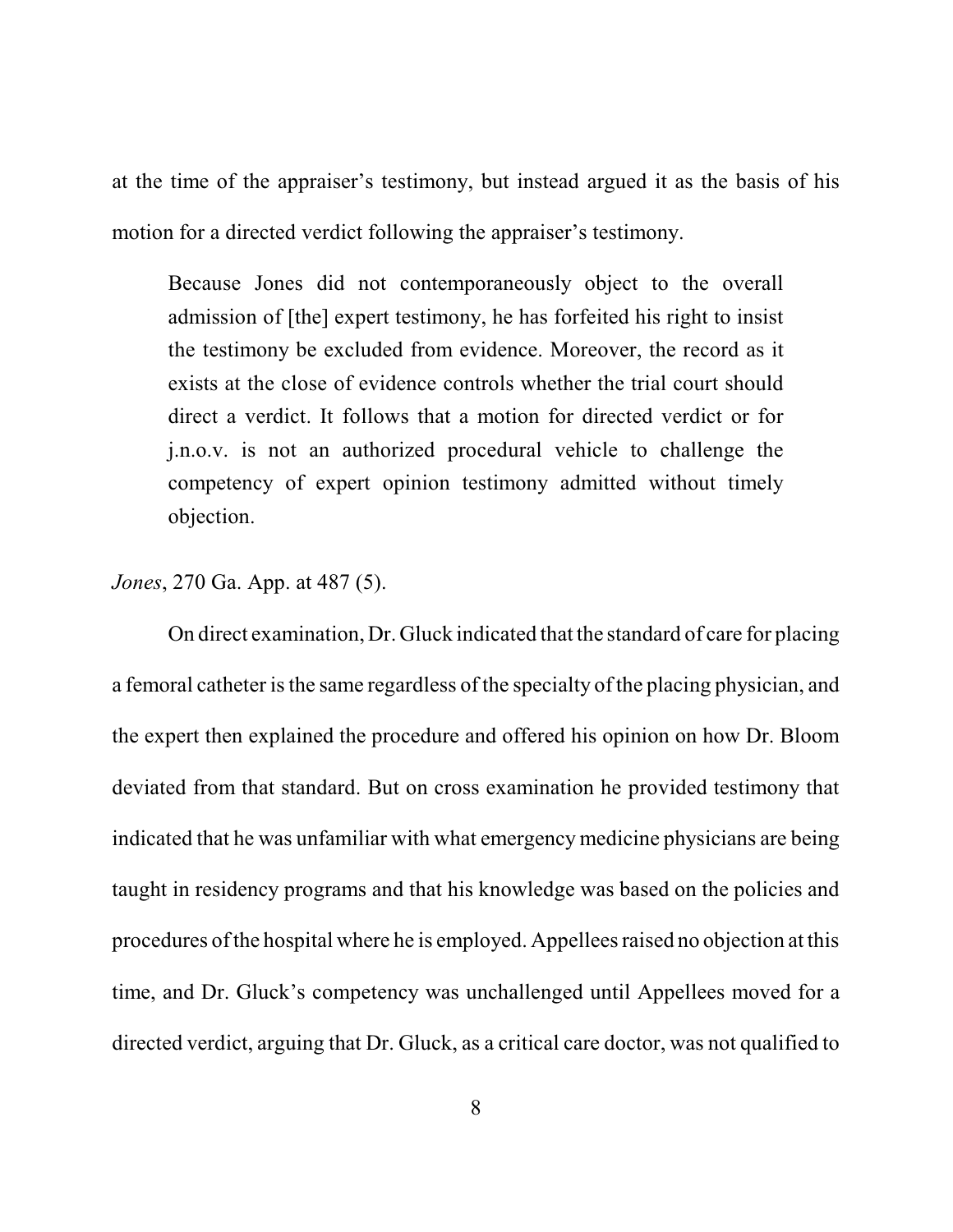at the time of the appraiser's testimony, but instead argued it as the basis of his motion for a directed verdict following the appraiser's testimony.

> Because Jones did not contemporaneously object to the overall admission of [the] expert testimony, he has forfeited his right to insist the testimony be excluded from evidence. Moreover, the record as it exists at the close of evidence controls whether the trial court should direct a verdict. It follows that a motion for directed verdict or for j.n.o.v. is not an authorized procedural vehicle to challenge the competency of expert opinion testimony admitted without timely objection.

*Jones*, 270 Ga. App. at 487 (5).

On direct examination, Dr. Gluck indicated that the standard of care for placing a femoral catheter is the same regardless of the specialty of the placing physician, and the expert then explained the procedure and offered his opinion on how Dr. Bloom deviated from that standard. But on cross examination he provided testimony that indicated that he was unfamiliar with what emergency medicine physicians are being taught in residency programs and that his knowledge was based on the policies and procedures of the hospital where he is employed. Appellees raised no objection at this time, and Dr. Gluck's competency was unchallenged until Appellees moved for a directed verdict, arguing that Dr. Gluck, as a critical care doctor, was not qualified to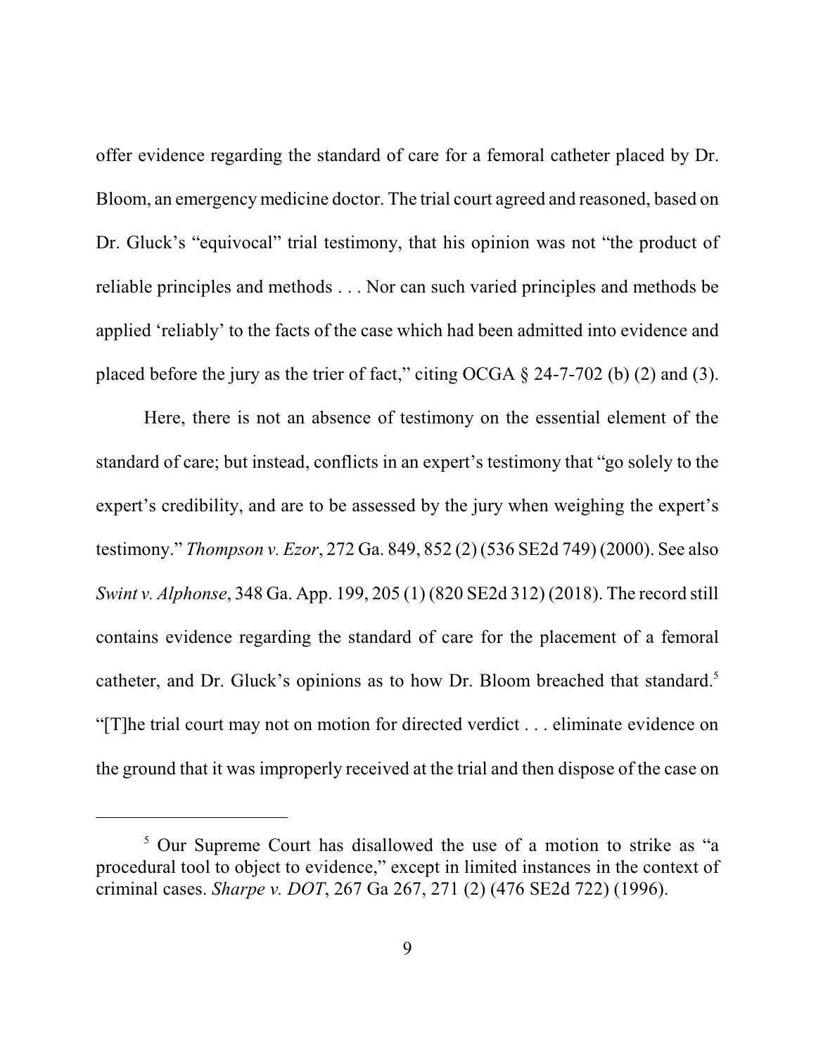offer evidence regarding the standard of care for a femoral catheter placed by Dr. Bloom, an emergency medicine doctor. The trial court agreed and reasoned, based on Dr. Gluck's "equivocal" trial testimony, that his opinion was not "the product of reliable principles and methods . . . Nor can such varied principles and methods be applied 'reliably' to the facts of the case which had been admitted into evidence and placed before the jury as the trier of fact," citing OCGA § 24-7-702 (b) (2) and (3).

Here, there is not an absence of testimony on the essential element of the standard of care; but instead, conflicts in an expert's testimony that "go solely to the expert's credibility, and are to be assessed by the jury when weighing the expert's testimony." *Thompson v. Ezor*, 272 Ga. 849, 852 (2) (536 SE2d 749) (2000). See also *Swint v. Alphonse*, 348 Ga. App. 199, 205 (1) (820 SE2d 312) (2018). The record still contains evidence regarding the standard of care for the placement of a femoral catheter, and Dr. Gluck's opinions as to how Dr. Bloom breached that standard.[5] "[T]he trial court may not on motion for directed verdict . . . eliminate evidence on the ground that it was improperly received at the trial and then dispose of the case on

---

[5] Our Supreme Court has disallowed the use of a motion to strike as "a procedural tool to object to evidence," except in limited instances in the context of criminal cases. *Sharpe v. DOT*, 267 Ga 267, 271 (2) (476 SE2d 722) (1996).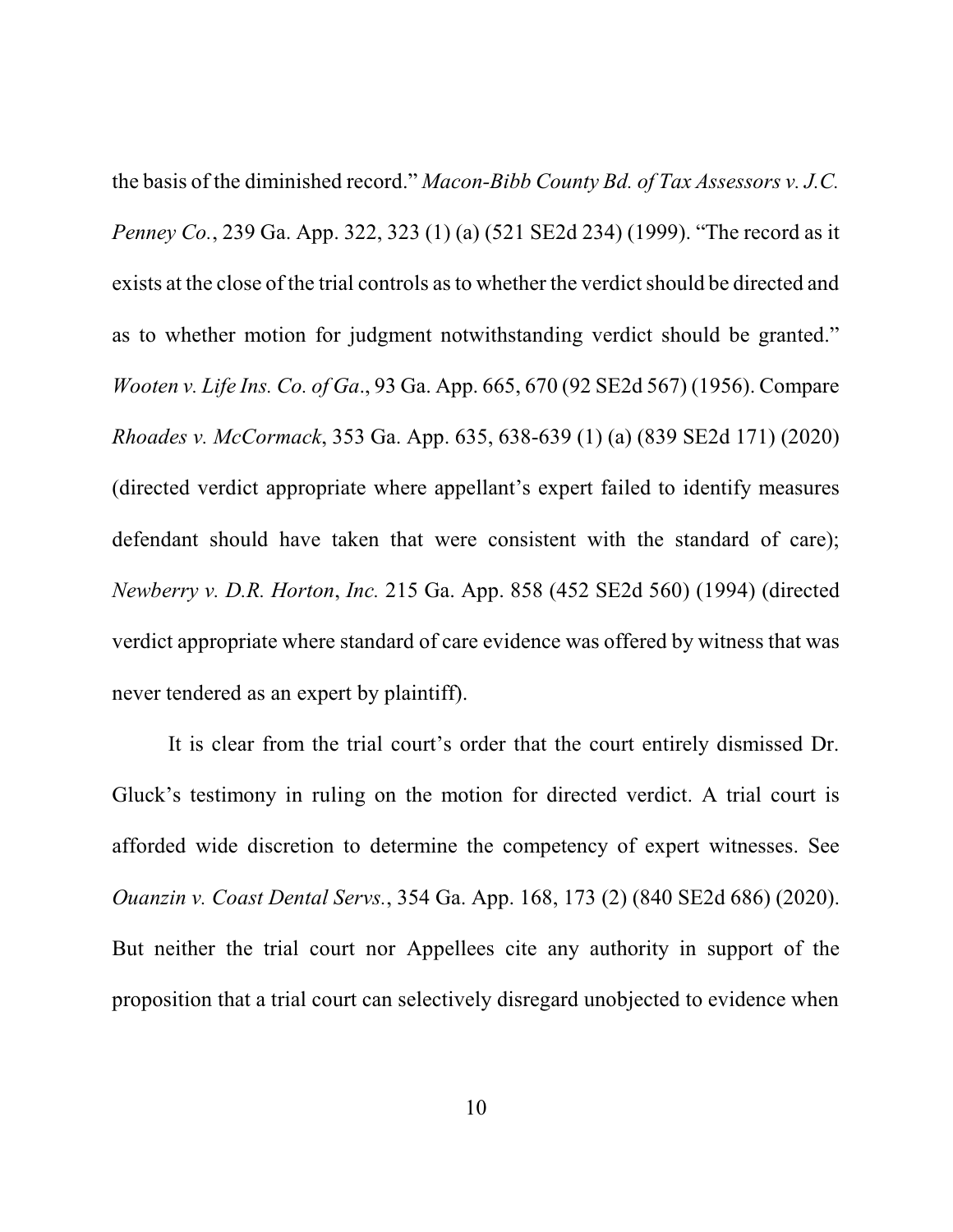the basis of the diminished record." *Macon-Bibb County Bd. of Tax Assessors v. J.C. Penney Co.*, 239 Ga. App. 322, 323 (1) (a) (521 SE2d 234) (1999). "The record as it exists at the close of the trial controls as to whether the verdict should be directed and as to whether motion for judgment notwithstanding verdict should be granted." *Wooten v. Life Ins. Co. of Ga*., 93 Ga. App. 665, 670 (92 SE2d 567) (1956). Compare *Rhoades v. McCormack*, 353 Ga. App. 635, 638-639 (1) (a) (839 SE2d 171) (2020) (directed verdict appropriate where appellant's expert failed to identify measures defendant should have taken that were consistent with the standard of care); *Newberry v. D.R. Horton*, *Inc.* 215 Ga. App. 858 (452 SE2d 560) (1994) (directed verdict appropriate where standard of care evidence was offered by witness that was never tendered as an expert by plaintiff).

It is clear from the trial court's order that the court entirely dismissed Dr. Gluck's testimony in ruling on the motion for directed verdict. A trial court is afforded wide discretion to determine the competency of expert witnesses. See *Ouanzin v. Coast Dental Servs.*, 354 Ga. App. 168, 173 (2) (840 SE2d 686) (2020). But neither the trial court nor Appellees cite any authority in support of the proposition that a trial court can selectively disregard unobjected to evidence when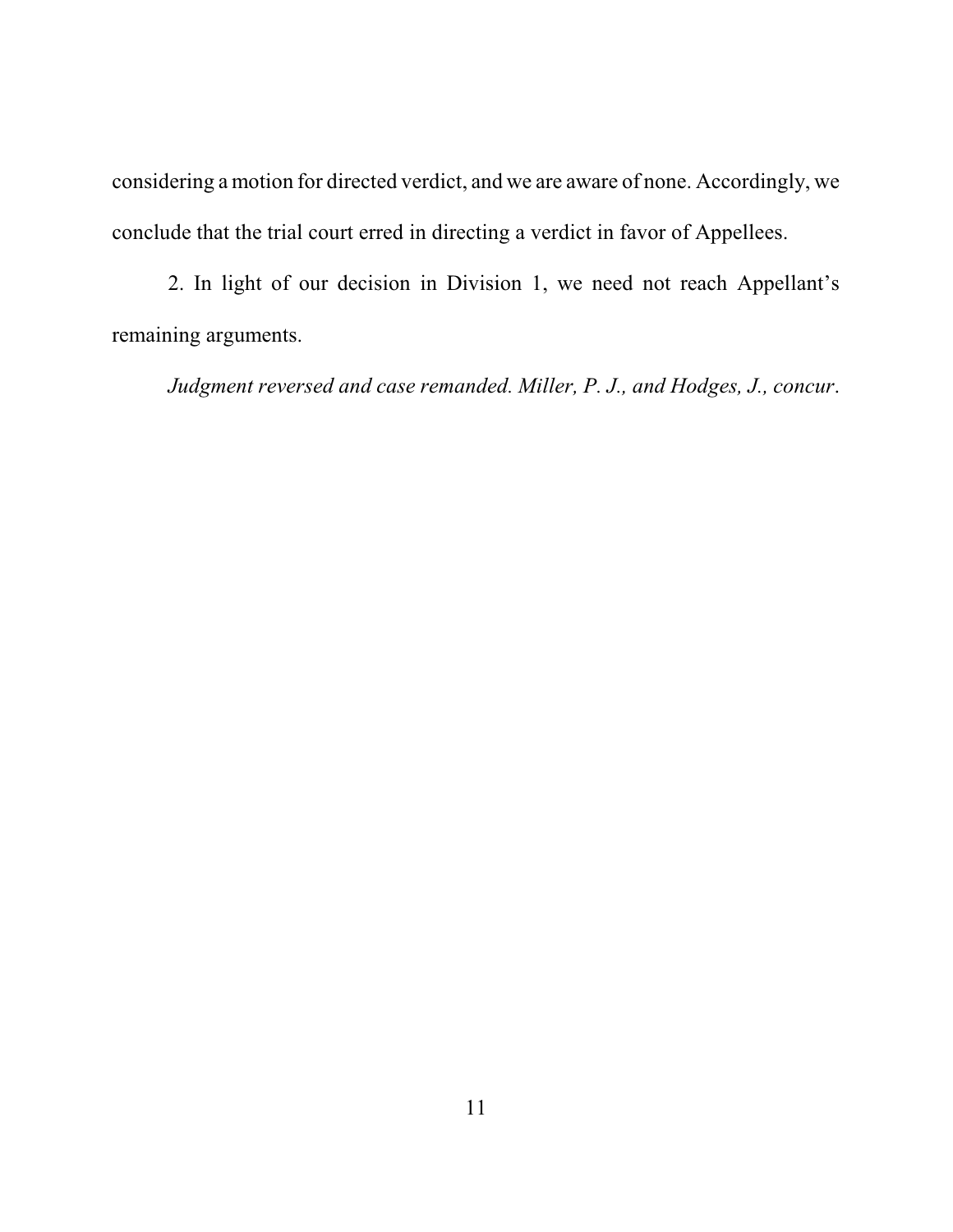considering a motion for directed verdict, and we are aware of none. Accordingly, we conclude that the trial court erred in directing a verdict in favor of Appellees.

2. In light of our decision in Division 1, we need not reach Appellant's remaining arguments.

*Judgment reversed and case remanded. Miller, P. J., and Hodges, J., concur*.